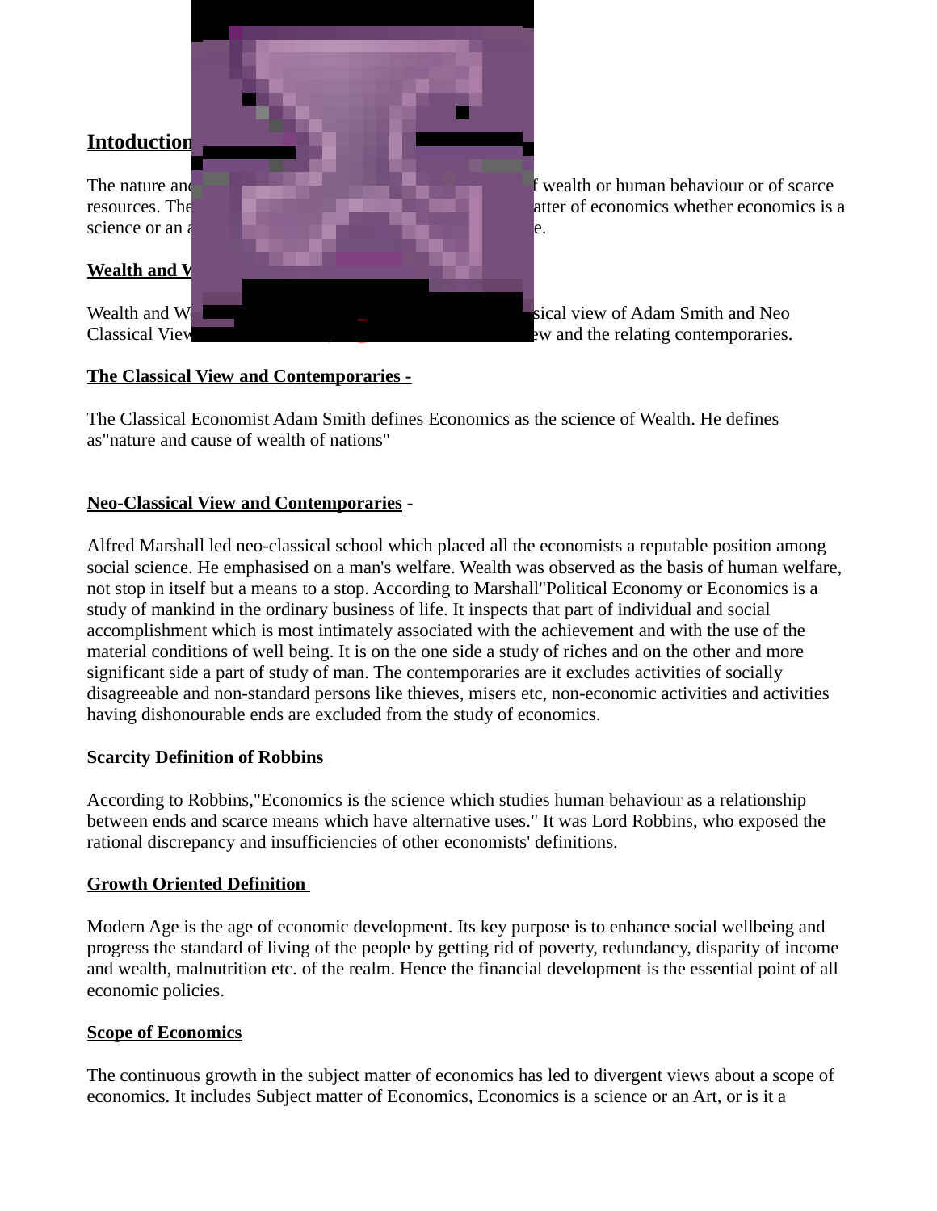## Intoduction

The nature and ... f wealth or human behaviour or of scarce resources. The ... atter of economics whether economics is a science or an a... e.

## Wealth and W...

Wealth and W... sical view of Adam Smith and Neo Classical View ... w and the relating contemporaries.

## The Classical View and Contemporaries -

The Classical Economist Adam Smith defines Economics as the science of Wealth. He defines as"nature and cause of wealth of nations"

## Neo-Classical View and Contemporaries -

Alfred Marshall led neo-classical school which placed all the economists a reputable position among social science. He emphasised on a man's welfare. Wealth was observed as the basis of human welfare, not stop in itself but a means to a stop. According to Marshall"Political Economy or Economics is a study of mankind in the ordinary business of life. It inspects that part of individual and social accomplishment which is most intimately associated with the achievement and with the use of the material conditions of well being. It is on the one side a study of riches and on the other and more significant side a part of study of man. The contemporaries are it excludes activities of socially disagreeable and non-standard persons like thieves, misers etc, non-economic activities and activities having dishonourable ends are excluded from the study of economics.

## Scarcity Definition of Robbins

According to Robbins,"Economics is the science which studies human behaviour as a relationship between ends and scarce means which have alternative uses." It was Lord Robbins, who exposed the rational discrepancy and insufficiencies of other economists' definitions.

## Growth Oriented Definition

Modern Age is the age of economic development. Its key purpose is to enhance social wellbeing and progress the standard of living of the people by getting rid of poverty, redundancy, disparity of income and wealth, malnutrition etc. of the realm. Hence the financial development is the essential point of all economic policies.

## Scope of Economics

The continuous growth in the subject matter of economics has led to divergent views about a scope of economics. It includes Subject matter of Economics, Economics is a science or an Art, or is it a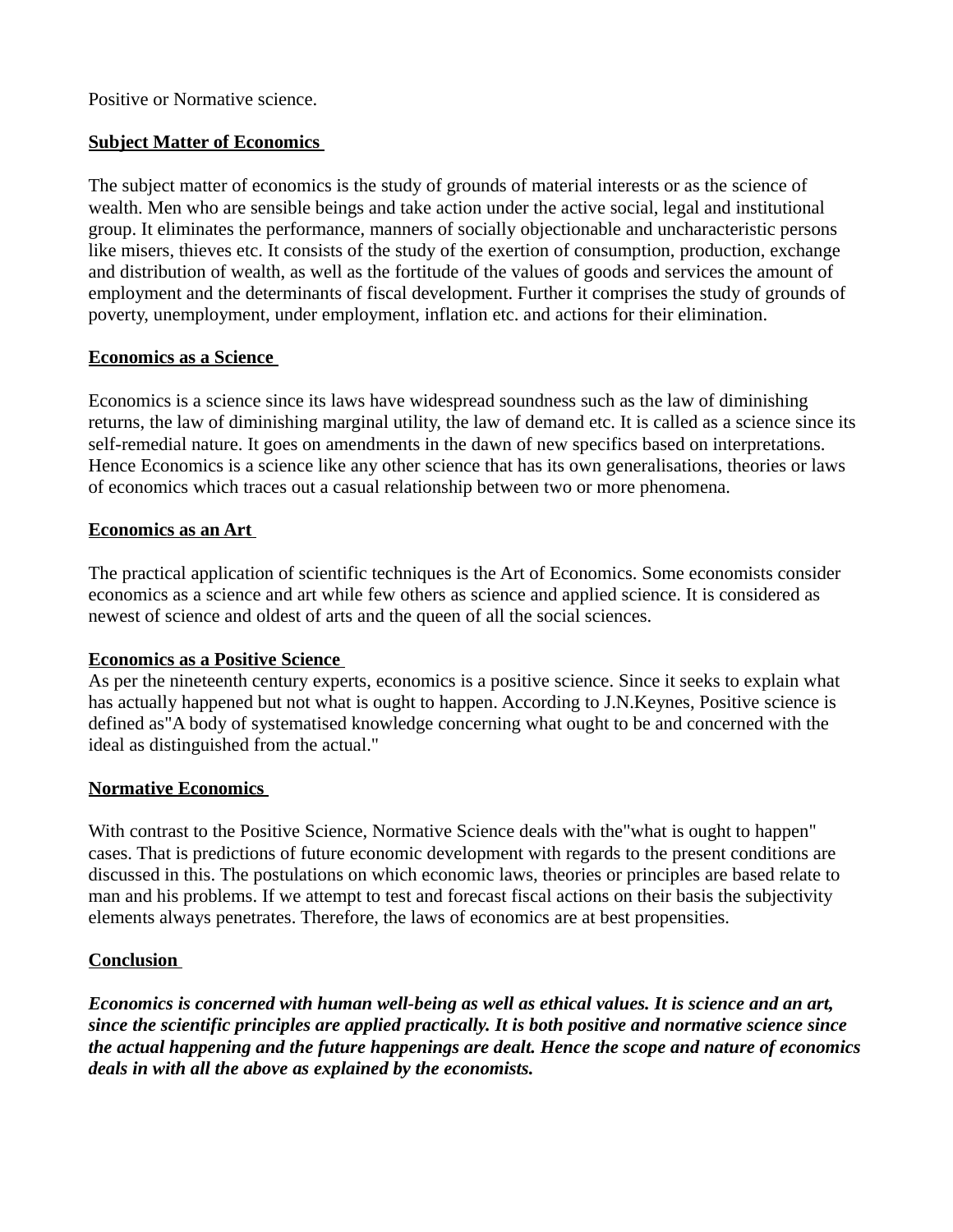Positive or Normative science.

**Subject Matter of Economics**

The subject matter of economics is the study of grounds of material interests or as the science of wealth. Men who are sensible beings and take action under the active social, legal and institutional group. It eliminates the performance, manners of socially objectionable and uncharacteristic persons like misers, thieves etc. It consists of the study of the exertion of consumption, production, exchange and distribution of wealth, as well as the fortitude of the values of goods and services the amount of employment and the determinants of fiscal development. Further it comprises the study of grounds of poverty, unemployment, under employment, inflation etc. and actions for their elimination.

**Economics as a Science**

Economics is a science since its laws have widespread soundness such as the law of diminishing returns, the law of diminishing marginal utility, the law of demand etc. It is called as a science since its self-remedial nature. It goes on amendments in the dawn of new specifics based on interpretations. Hence Economics is a science like any other science that has its own generalisations, theories or laws of economics which traces out a casual relationship between two or more phenomena.

**Economics as an Art**

The practical application of scientific techniques is the Art of Economics. Some economists consider economics as a science and art while few others as science and applied science. It is considered as newest of science and oldest of arts and the queen of all the social sciences.

**Economics as a Positive Science**

As per the nineteenth century experts, economics is a positive science. Since it seeks to explain what has actually happened but not what is ought to happen. According to J.N.Keynes, Positive science is defined as"A body of systematised knowledge concerning what ought to be and concerned with the ideal as distinguished from the actual."

**Normative Economics**

With contrast to the Positive Science, Normative Science deals with the"what is ought to happen" cases. That is predictions of future economic development with regards to the present conditions are discussed in this. The postulations on which economic laws, theories or principles are based relate to man and his problems. If we attempt to test and forecast fiscal actions on their basis the subjectivity elements always penetrates. Therefore, the laws of economics are at best propensities.

**Conclusion**

***Economics is concerned with human well-being as well as ethical values. It is science and an art, since the scientific principles are applied practically. It is both positive and normative science since the actual happening and the future happenings are dealt. Hence the scope and nature of economics deals in with all the above as explained by the economists.***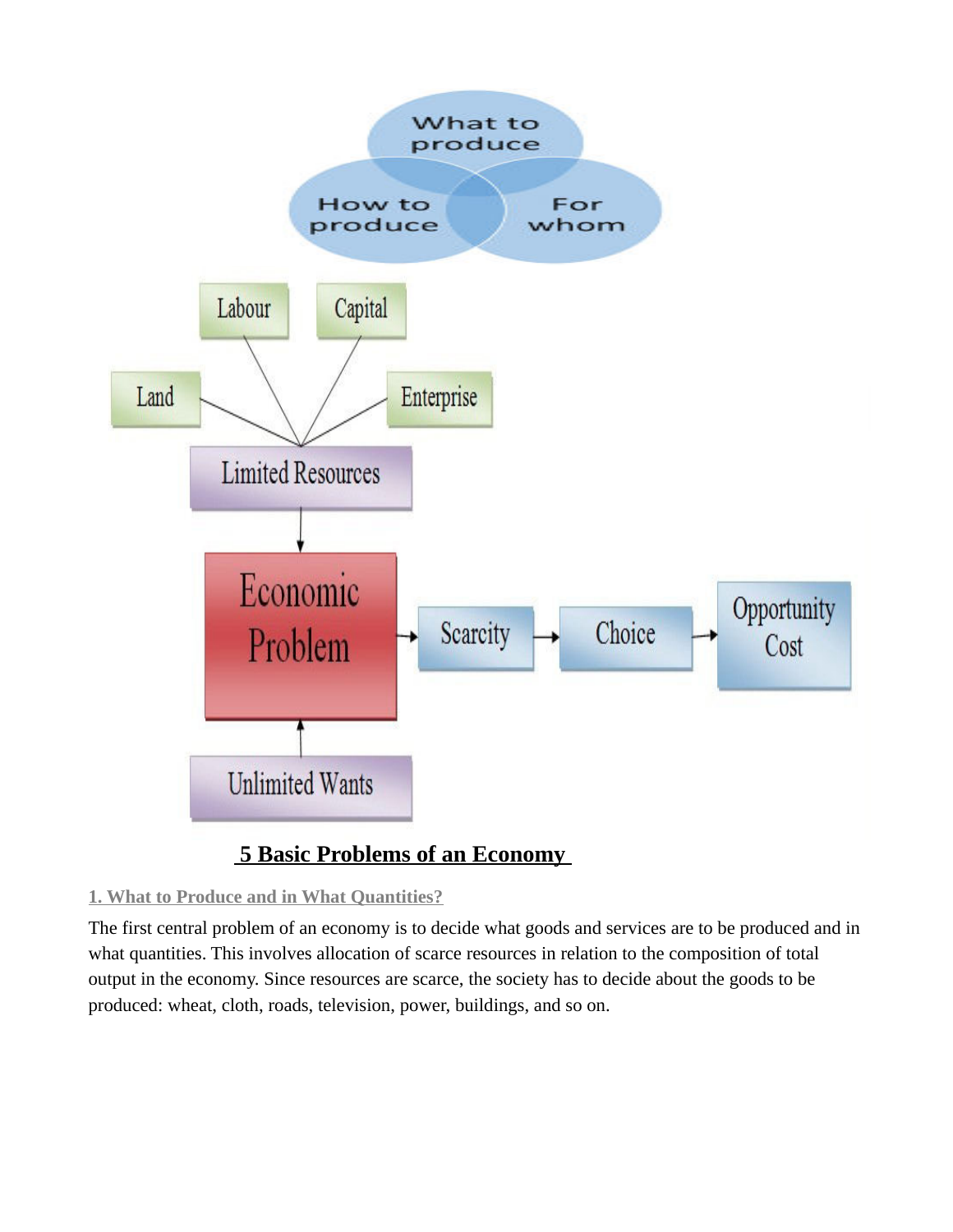## 5 Basic Problems of an Economy

### 1. What to Produce and in What Quantities?

The first central problem of an economy is to decide what goods and services are to be produced and in what quantities. This involves allocation of scarce resources in relation to the composition of total output in the economy. Since resources are scarce, the society has to decide about the goods to be produced: wheat, cloth, roads, television, power, buildings, and so on.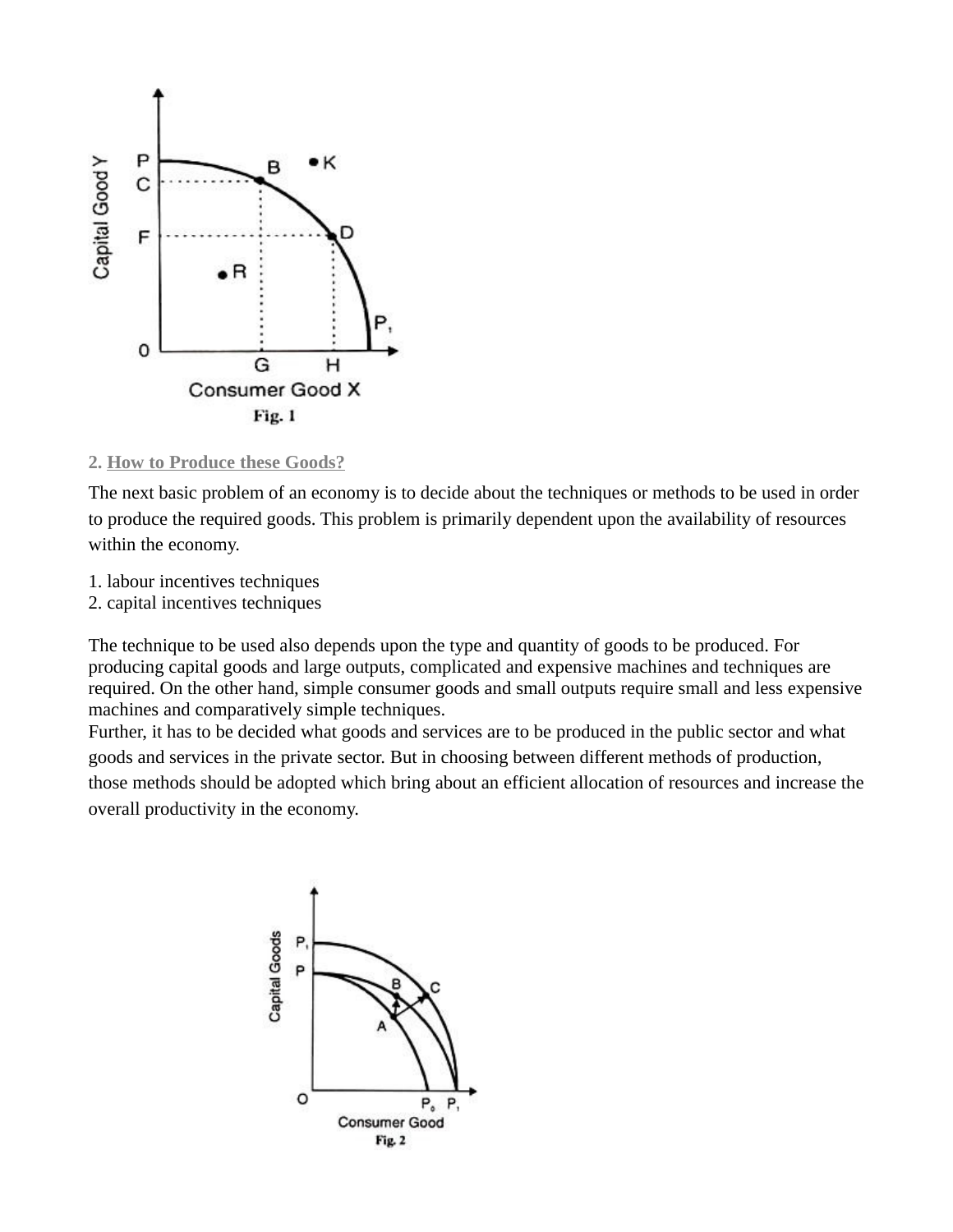Capital Good Y

P

C

F

0

B

K

D

R

$P_1$

G

H

Consumer Good X

Fig. 1

## 2. How to Produce these Goods?

The next basic problem of an economy is to decide about the techniques or methods to be used in order to produce the required goods. This problem is primarily dependent upon the availability of resources within the economy.

1. labour incentives techniques
2. capital incentives techniques

The technique to be used also depends upon the type and quantity of goods to be produced. For producing capital goods and large outputs, complicated and expensive machines and techniques are required. On the other hand, simple consumer goods and small outputs require small and less expensive machines and comparatively simple techniques.
Further, it has to be decided what goods and services are to be produced in the public sector and what goods and services in the private sector. But in choosing between different methods of production, those methods should be adopted which bring about an efficient allocation of resources and increase the overall productivity in the economy.

Capital Goods

$P_1$

P

B

C

A

O

$P_0$ $P_1$

Consumer Good

Fig. 2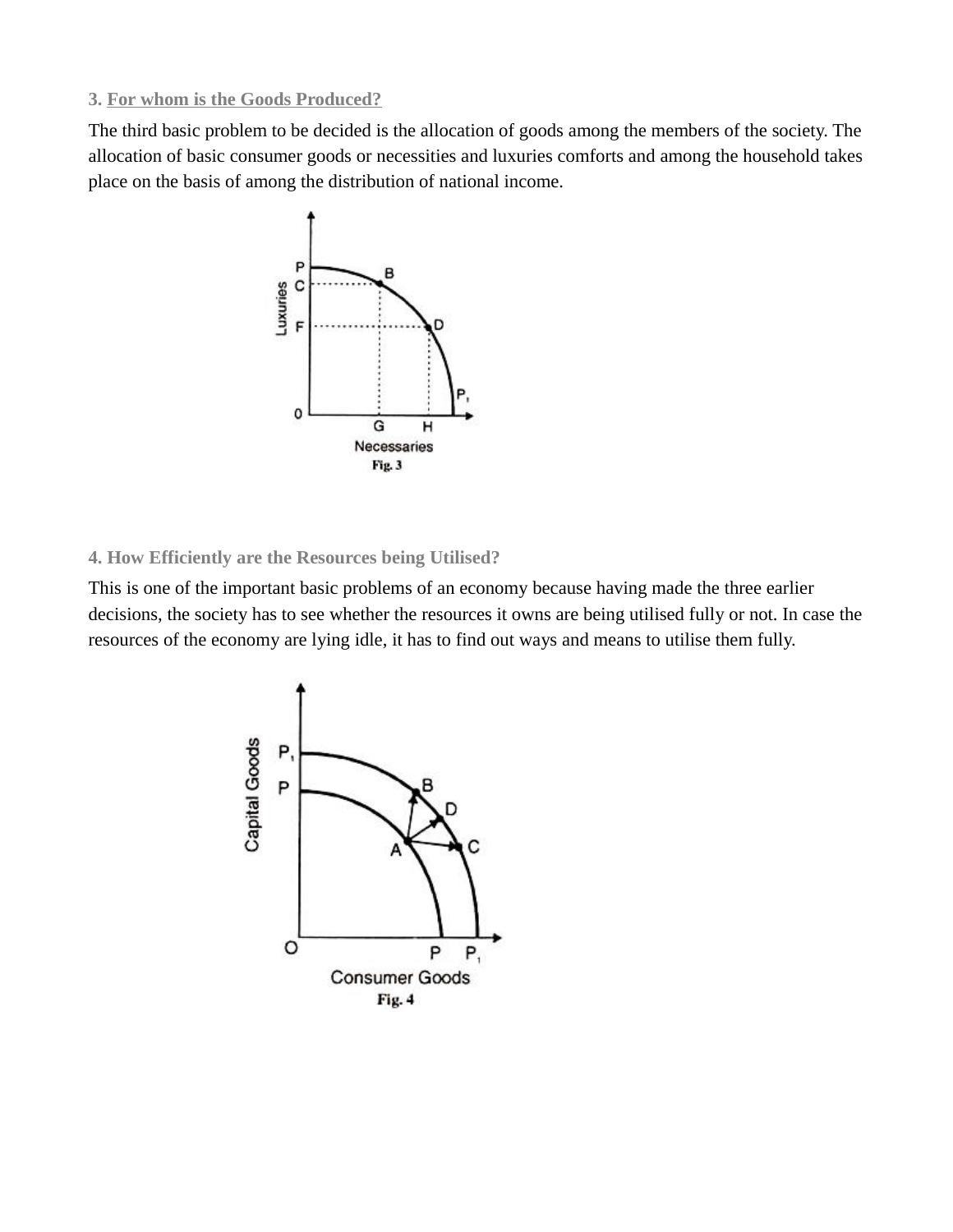### 3. For whom is the Goods Produced?

The third basic problem to be decided is the allocation of goods among the members of the society. The allocation of basic consumer goods or necessities and luxuries comforts and among the household takes place on the basis of among the distribution of national income.

Fig. 3

### 4. How Efficiently are the Resources being Utilised?

This is one of the important basic problems of an economy because having made the three earlier decisions, the society has to see whether the resources it owns are being utilised fully or not. In case the resources of the economy are lying idle, it has to find out ways and means to utilise them fully.

Fig. 4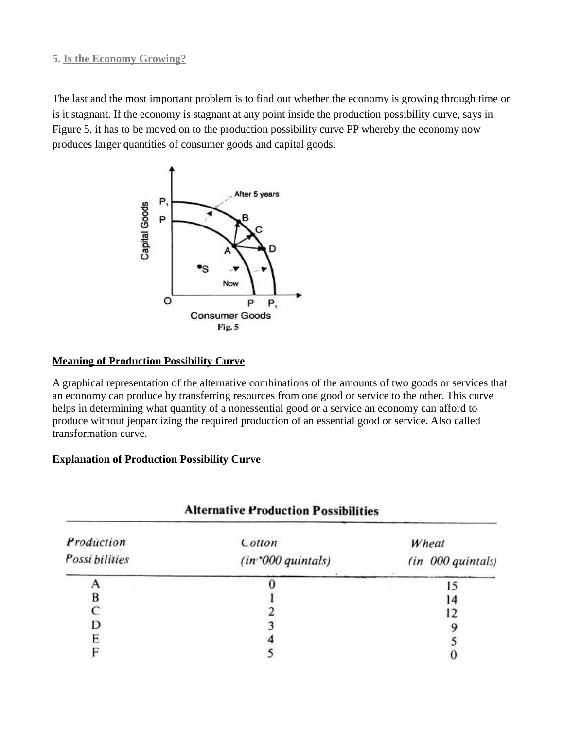**5. Is the Economy Growing?**

The last and the most important problem is to find out whether the economy is growing through time or is it stagnant. If the economy is stagnant at any point inside the production possibility curve, says in Figure 5, it has to be moved on to the production possibility curve PP whereby the economy now produces larger quantities of consumer goods and capital goods.

After 5 years

$P_1$

P

Capital Goods

B

C

A

D

S

Now

O

P $P_1$

Consumer Goods

Fig. 5

**Meaning of Production Possibility Curve**

A graphical representation of the alternative combinations of the amounts of two goods or services that an economy can produce by transferring resources from one good or service to the other. This curve helps in determining what quantity of a nonessential good or a service an economy can afford to produce without jeopardizing the required production of an essential good or service. Also called transformation curve.

**Explanation of Production Possibility Curve**

**Alternative Production Possibilities**

| *Production Possibilities* | *Cotton (in '000 quintals)* | *Wheat (in 000 quintals)* |
|---|---|---|
| A | 0 | 15 |
| B | 1 | 14 |
| C | 2 | 12 |
| D | 3 | 9 |
| E | 4 | 5 |
| F | 5 | 0 |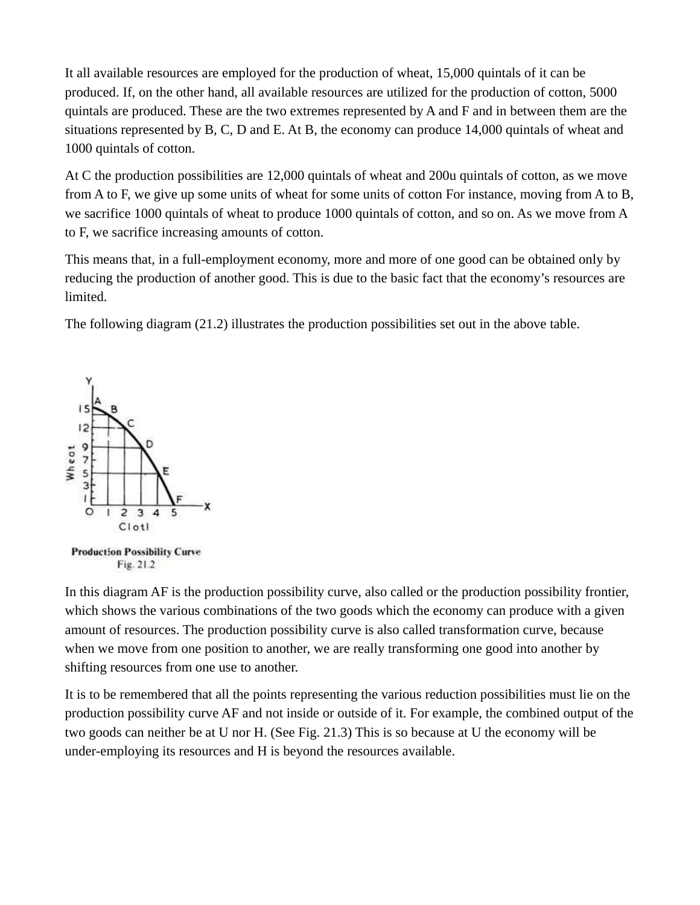It all available resources are employed for the production of wheat, 15,000 quintals of it can be produced. If, on the other hand, all available resources are utilized for the production of cotton, 5000 quintals are produced. These are the two extremes represented by A and F and in between them are the situations represented by B, C, D and E. At B, the economy can produce 14,000 quintals of wheat and 1000 quintals of cotton.

At C the production possibilities are 12,000 quintals of wheat and 200u quintals of cotton, as we move from A to F, we give up some units of wheat for some units of cotton For instance, moving from A to B, we sacrifice 1000 quintals of wheat to produce 1000 quintals of cotton, and so on. As we move from A to F, we sacrifice increasing amounts of cotton.

This means that, in a full-employment economy, more and more of one good can be obtained only by reducing the production of another good. This is due to the basic fact that the economy's resources are limited.

The following diagram (21.2) illustrates the production possibilities set out in the above table.

Y
Wheat
15
12
9
7
5
3
1
A B C D E F
O 1 2 3 4 5 X
Clotl

Production Possibility Curve
Fig. 21.2

In this diagram AF is the production possibility curve, also called or the production possibility frontier, which shows the various combinations of the two goods which the economy can produce with a given amount of resources. The production possibility curve is also called transformation curve, because when we move from one position to another, we are really transforming one good into another by shifting resources from one use to another.

It is to be remembered that all the points representing the various reduction possibilities must lie on the production possibility curve AF and not inside or outside of it. For example, the combined output of the two goods can neither be at U nor H. (See Fig. 21.3) This is so because at U the economy will be under-employing its resources and H is beyond the resources available.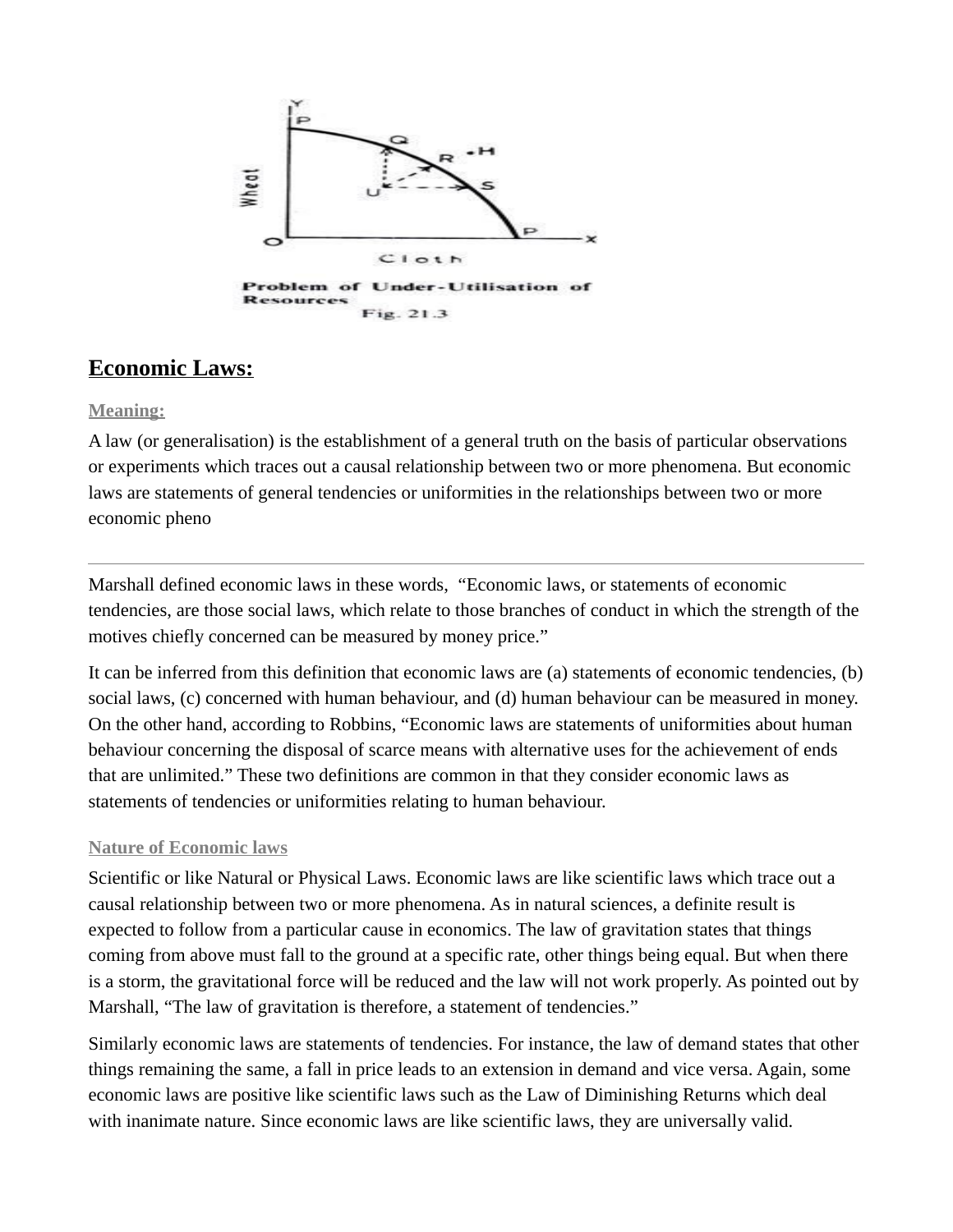Y

P

Q

R

• H

Wheat

U

S

O

P

X

Cloth

Problem of Under-Utilisation of Resources

Fig. 21.3

## Economic Laws:

### Meaning:

A law (or generalisation) is the establishment of a general truth on the basis of particular observations or experiments which traces out a causal relationship between two or more phenomena. But economic laws are statements of general tendencies or uniformities in the relationships between two or more economic pheno

---

Marshall defined economic laws in these words, "Economic laws, or statements of economic tendencies, are those social laws, which relate to those branches of conduct in which the strength of the motives chiefly concerned can be measured by money price."

It can be inferred from this definition that economic laws are (a) statements of economic tendencies, (b) social laws, (c) concerned with human behaviour, and (d) human behaviour can be measured in money. On the other hand, according to Robbins, "Economic laws are statements of uniformities about human behaviour concerning the disposal of scarce means with alternative uses for the achievement of ends that are unlimited." These two definitions are common in that they consider economic laws as statements of tendencies or uniformities relating to human behaviour.

### Nature of Economic laws

Scientific or like Natural or Physical Laws. Economic laws are like scientific laws which trace out a causal relationship between two or more phenomena. As in natural sciences, a definite result is expected to follow from a particular cause in economics. The law of gravitation states that things coming from above must fall to the ground at a specific rate, other things being equal. But when there is a storm, the gravitational force will be reduced and the law will not work properly. As pointed out by Marshall, "The law of gravitation is therefore, a statement of tendencies."

Similarly economic laws are statements of tendencies. For instance, the law of demand states that other things remaining the same, a fall in price leads to an extension in demand and vice versa. Again, some economic laws are positive like scientific laws such as the Law of Diminishing Returns which deal with inanimate nature. Since economic laws are like scientific laws, they are universally valid.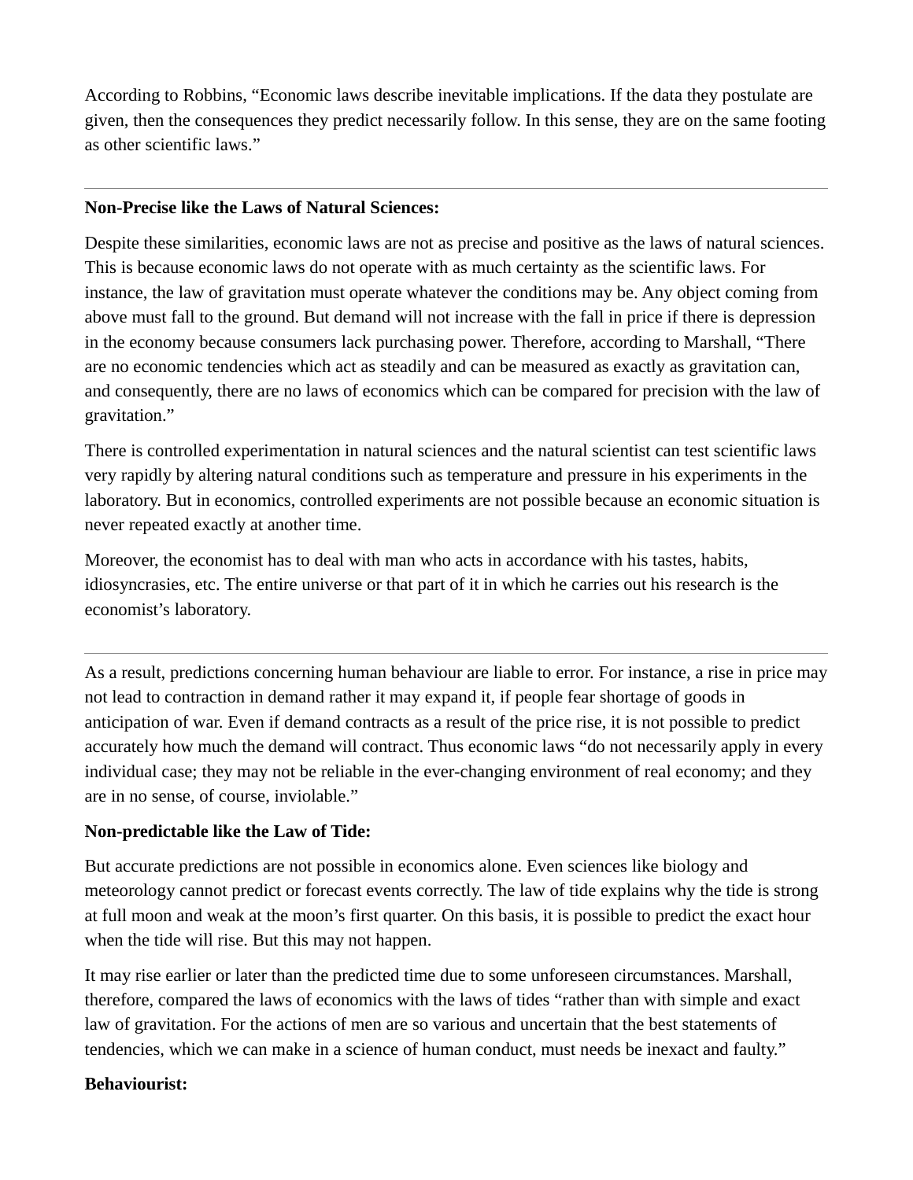According to Robbins, "Economic laws describe inevitable implications. If the data they postulate are given, then the consequences they predict necessarily follow. In this sense, they are on the same footing as other scientific laws."

---

**Non-Precise like the Laws of Natural Sciences:**

Despite these similarities, economic laws are not as precise and positive as the laws of natural sciences. This is because economic laws do not operate with as much certainty as the scientific laws. For instance, the law of gravitation must operate whatever the conditions may be. Any object coming from above must fall to the ground. But demand will not increase with the fall in price if there is depression in the economy because consumers lack purchasing power. Therefore, according to Marshall, "There are no economic tendencies which act as steadily and can be measured as exactly as gravitation can, and consequently, there are no laws of economics which can be compared for precision with the law of gravitation."

There is controlled experimentation in natural sciences and the natural scientist can test scientific laws very rapidly by altering natural conditions such as temperature and pressure in his experiments in the laboratory. But in economics, controlled experiments are not possible because an economic situation is never repeated exactly at another time.

Moreover, the economist has to deal with man who acts in accordance with his tastes, habits, idiosyncrasies, etc. The entire universe or that part of it in which he carries out his research is the economist's laboratory.

---

As a result, predictions concerning human behaviour are liable to error. For instance, a rise in price may not lead to contraction in demand rather it may expand it, if people fear shortage of goods in anticipation of war. Even if demand contracts as a result of the price rise, it is not possible to predict accurately how much the demand will contract. Thus economic laws "do not necessarily apply in every individual case; they may not be reliable in the ever-changing environment of real economy; and they are in no sense, of course, inviolable."

**Non-predictable like the Law of Tide:**

But accurate predictions are not possible in economics alone. Even sciences like biology and meteorology cannot predict or forecast events correctly. The law of tide explains why the tide is strong at full moon and weak at the moon's first quarter. On this basis, it is possible to predict the exact hour when the tide will rise. But this may not happen.

It may rise earlier or later than the predicted time due to some unforeseen circumstances. Marshall, therefore, compared the laws of economics with the laws of tides "rather than with simple and exact law of gravitation. For the actions of men are so various and uncertain that the best statements of tendencies, which we can make in a science of human conduct, must needs be inexact and faulty."

**Behaviourist:**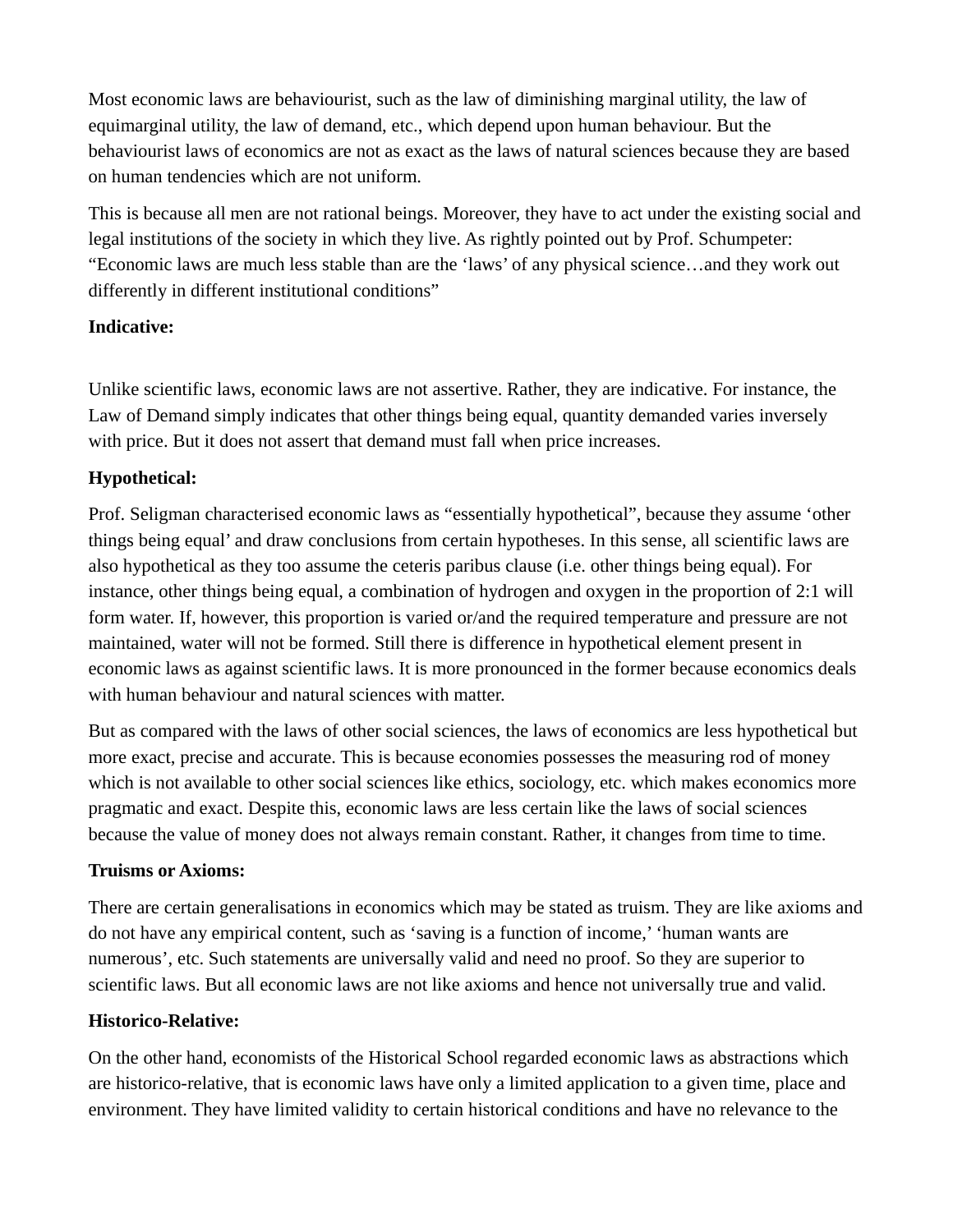Most economic laws are behaviourist, such as the law of diminishing marginal utility, the law of equimarginal utility, the law of demand, etc., which depend upon human behaviour. But the behaviourist laws of economics are not as exact as the laws of natural sciences because they are based on human tendencies which are not uniform.

This is because all men are not rational beings. Moreover, they have to act under the existing social and legal institutions of the society in which they live. As rightly pointed out by Prof. Schumpeter: “Economic laws are much less stable than are the ‘laws’ of any physical science…and they work out differently in different institutional conditions”

**Indicative:**

Unlike scientific laws, economic laws are not assertive. Rather, they are indicative. For instance, the Law of Demand simply indicates that other things being equal, quantity demanded varies inversely with price. But it does not assert that demand must fall when price increases.

**Hypothetical:**

Prof. Seligman characterised economic laws as “essentially hypothetical”, because they assume ‘other things being equal’ and draw conclusions from certain hypotheses. In this sense, all scientific laws are also hypothetical as they too assume the ceteris paribus clause (i.e. other things being equal). For instance, other things being equal, a combination of hydrogen and oxygen in the proportion of 2:1 will form water. If, however, this proportion is varied or/and the required temperature and pressure are not maintained, water will not be formed. Still there is difference in hypothetical element present in economic laws as against scientific laws. It is more pronounced in the former because economics deals with human behaviour and natural sciences with matter.

But as compared with the laws of other social sciences, the laws of economics are less hypothetical but more exact, precise and accurate. This is because economies possesses the measuring rod of money which is not available to other social sciences like ethics, sociology, etc. which makes economics more pragmatic and exact. Despite this, economic laws are less certain like the laws of social sciences because the value of money does not always remain constant. Rather, it changes from time to time.

**Truisms or Axioms:**

There are certain generalisations in economics which may be stated as truism. They are like axioms and do not have any empirical content, such as ‘saving is a function of income,’ ‘human wants are numerous’, etc. Such statements are universally valid and need no proof. So they are superior to scientific laws. But all economic laws are not like axioms and hence not universally true and valid.

**Historico-Relative:**

On the other hand, economists of the Historical School regarded economic laws as abstractions which are historico-relative, that is economic laws have only a limited application to a given time, place and environment. They have limited validity to certain historical conditions and have no relevance to the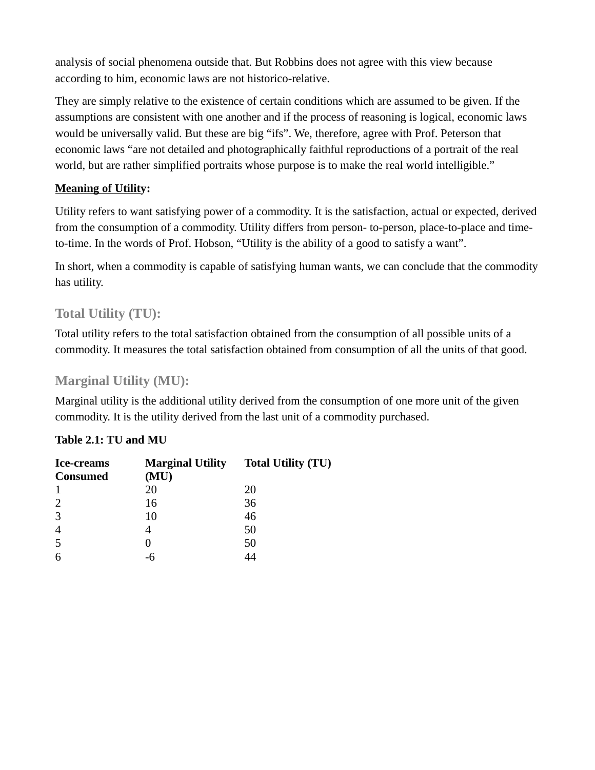analysis of social phenomena outside that. But Robbins does not agree with this view because according to him, economic laws are not historico-relative.

They are simply relative to the existence of certain conditions which are assumed to be given. If the assumptions are consistent with one another and if the process of reasoning is logical, economic laws would be universally valid. But these are big "ifs". We, therefore, agree with Prof. Peterson that economic laws "are not detailed and photographically faithful reproductions of a portrait of the real world, but are rather simplified portraits whose purpose is to make the real world intelligible."

**Meaning of Utility:**

Utility refers to want satisfying power of a commodity. It is the satisfaction, actual or expected, derived from the consumption of a commodity. Utility differs from person- to-person, place-to-place and time-to-time. In the words of Prof. Hobson, "Utility is the ability of a good to satisfy a want".

In short, when a commodity is capable of satisfying human wants, we can conclude that the commodity has utility.

## Total Utility (TU):

Total utility refers to the total satisfaction obtained from the consumption of all possible units of a commodity. It measures the total satisfaction obtained from consumption of all the units of that good.

## Marginal Utility (MU):

Marginal utility is the additional utility derived from the consumption of one more unit of the given commodity. It is the utility derived from the last unit of a commodity purchased.

**Table 2.1: TU and MU**

| Ice-creams Consumed | Marginal Utility (MU) | Total Utility (TU) |
|---|---|---|
| 1 | 20 | 20 |
| 2 | 16 | 36 |
| 3 | 10 | 46 |
| 4 | 4 | 50 |
| 5 | 0 | 50 |
| 6 | -6 | 44 |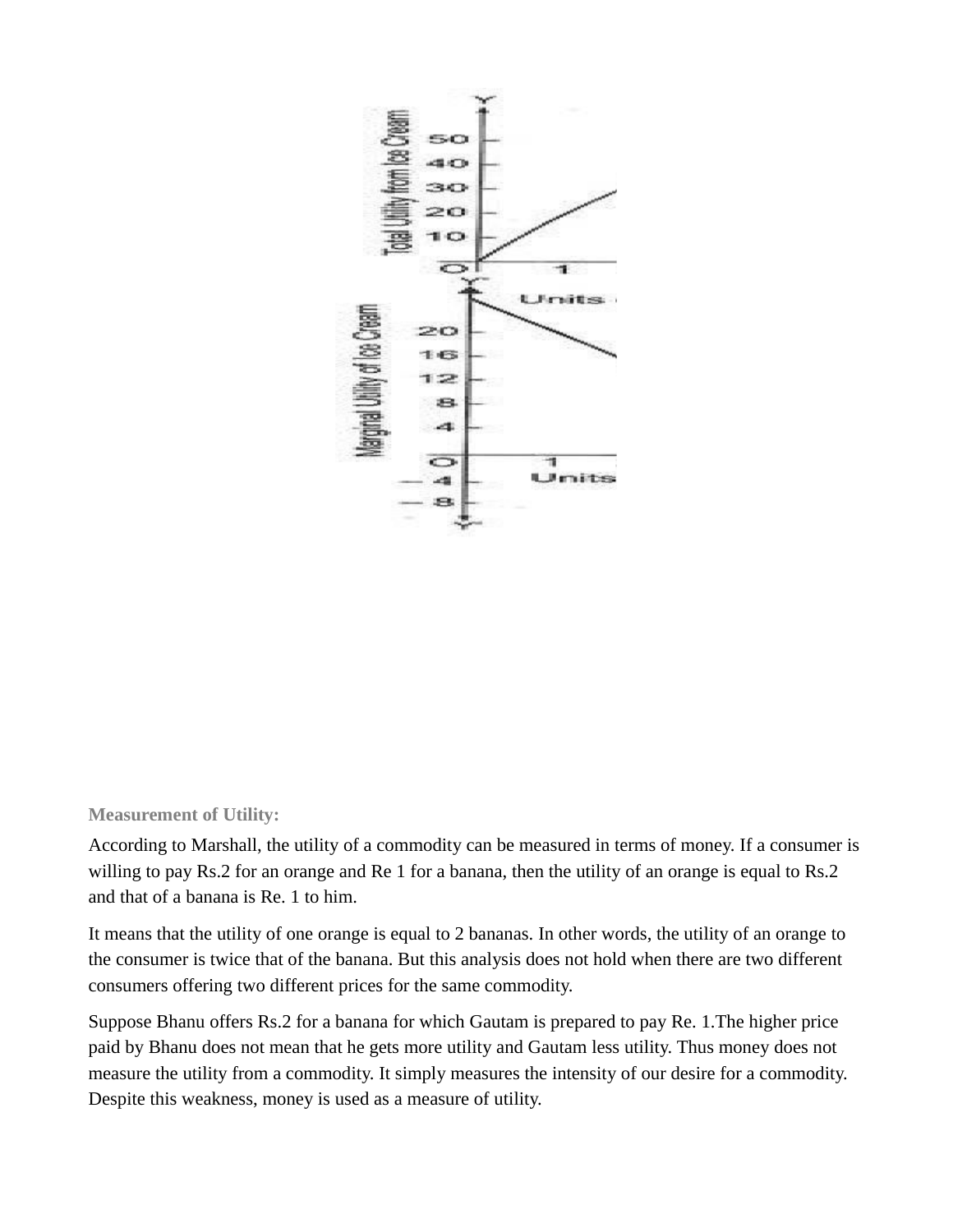Total Utility from Ice Cream

50
40
30
20
10
0
1
Units

Marginal Utility of Ice Cream

20
16
12
8
4
0
−4
−8
1
Units

**Measurement of Utility:**

According to Marshall, the utility of a commodity can be measured in terms of money. If a consumer is willing to pay Rs.2 for an orange and Re 1 for a banana, then the utility of an orange is equal to Rs.2 and that of a banana is Re. 1 to him.

It means that the utility of one orange is equal to 2 bananas. In other words, the utility of an orange to the consumer is twice that of the banana. But this analysis does not hold when there are two different consumers offering two different prices for the same commodity.

Suppose Bhanu offers Rs.2 for a banana for which Gautam is prepared to pay Re. 1.The higher price paid by Bhanu does not mean that he gets more utility and Gautam less utility. Thus money does not measure the utility from a commodity. It simply measures the intensity of our desire for a commodity. Despite this weakness, money is used as a measure of utility.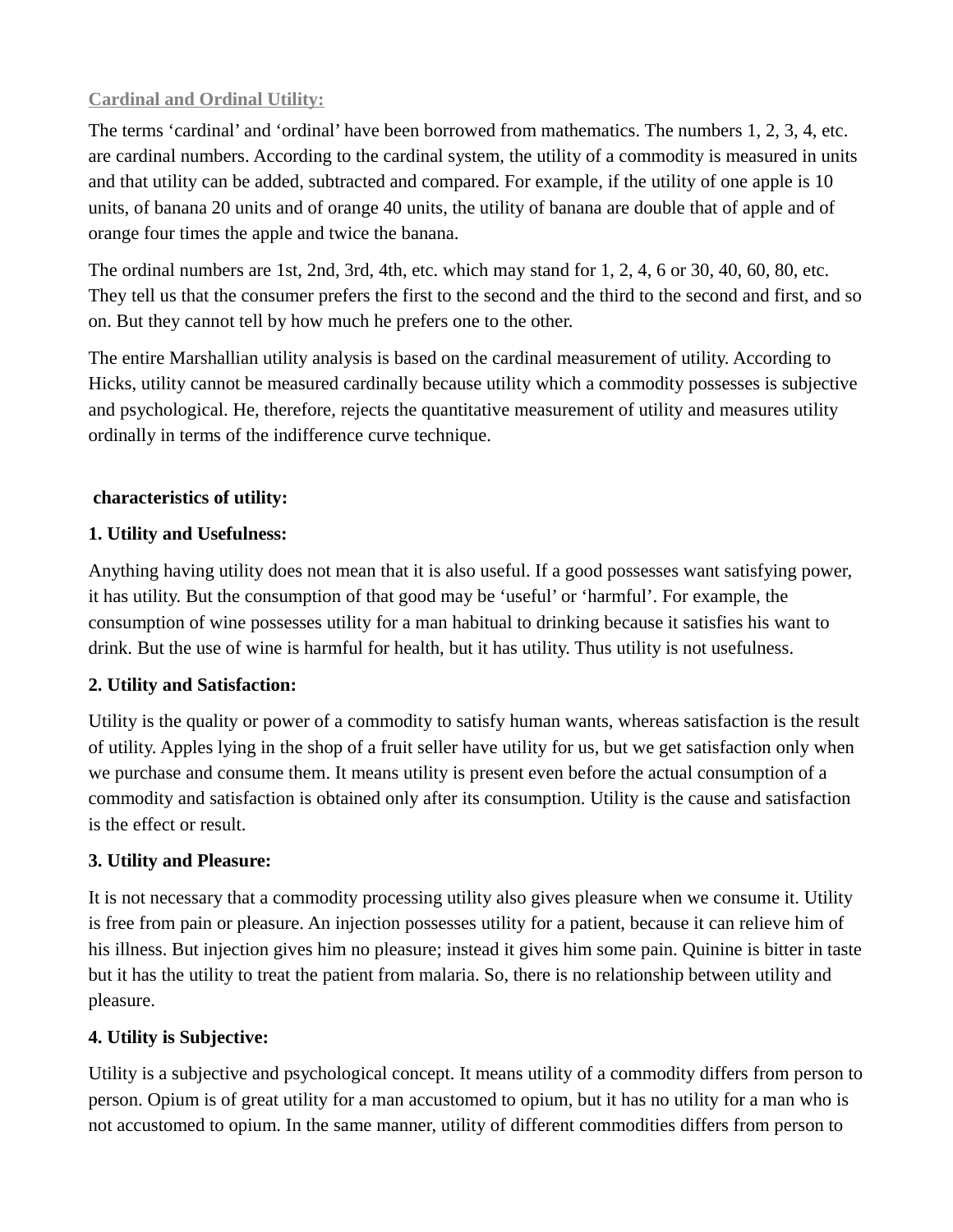## Cardinal and Ordinal Utility:

The terms 'cardinal' and 'ordinal' have been borrowed from mathematics. The numbers 1, 2, 3, 4, etc. are cardinal numbers. According to the cardinal system, the utility of a commodity is measured in units and that utility can be added, subtracted and compared. For example, if the utility of one apple is 10 units, of banana 20 units and of orange 40 units, the utility of banana are double that of apple and of orange four times the apple and twice the banana.

The ordinal numbers are 1st, 2nd, 3rd, 4th, etc. which may stand for 1, 2, 4, 6 or 30, 40, 60, 80, etc. They tell us that the consumer prefers the first to the second and the third to the second and first, and so on. But they cannot tell by how much he prefers one to the other.

The entire Marshallian utility analysis is based on the cardinal measurement of utility. According to Hicks, utility cannot be measured cardinally because utility which a commodity possesses is subjective and psychological. He, therefore, rejects the quantitative measurement of utility and measures utility ordinally in terms of the indifference curve technique.

**characteristics of utility:**

**1. Utility and Usefulness:**

Anything having utility does not mean that it is also useful. If a good possesses want satisfying power, it has utility. But the consumption of that good may be 'useful' or 'harmful'. For example, the consumption of wine possesses utility for a man habitual to drinking because it satisfies his want to drink. But the use of wine is harmful for health, but it has utility. Thus utility is not usefulness.

**2. Utility and Satisfaction:**

Utility is the quality or power of a commodity to satisfy human wants, whereas satisfaction is the result of utility. Apples lying in the shop of a fruit seller have utility for us, but we get satisfaction only when we purchase and consume them. It means utility is present even before the actual consumption of a commodity and satisfaction is obtained only after its consumption. Utility is the cause and satisfaction is the effect or result.

**3. Utility and Pleasure:**

It is not necessary that a commodity processing utility also gives pleasure when we consume it. Utility is free from pain or pleasure. An injection possesses utility for a patient, because it can relieve him of his illness. But injection gives him no pleasure; instead it gives him some pain. Quinine is bitter in taste but it has the utility to treat the patient from malaria. So, there is no relationship between utility and pleasure.

**4. Utility is Subjective:**

Utility is a subjective and psychological concept. It means utility of a commodity differs from person to person. Opium is of great utility for a man accustomed to opium, but it has no utility for a man who is not accustomed to opium. In the same manner, utility of different commodities differs from person to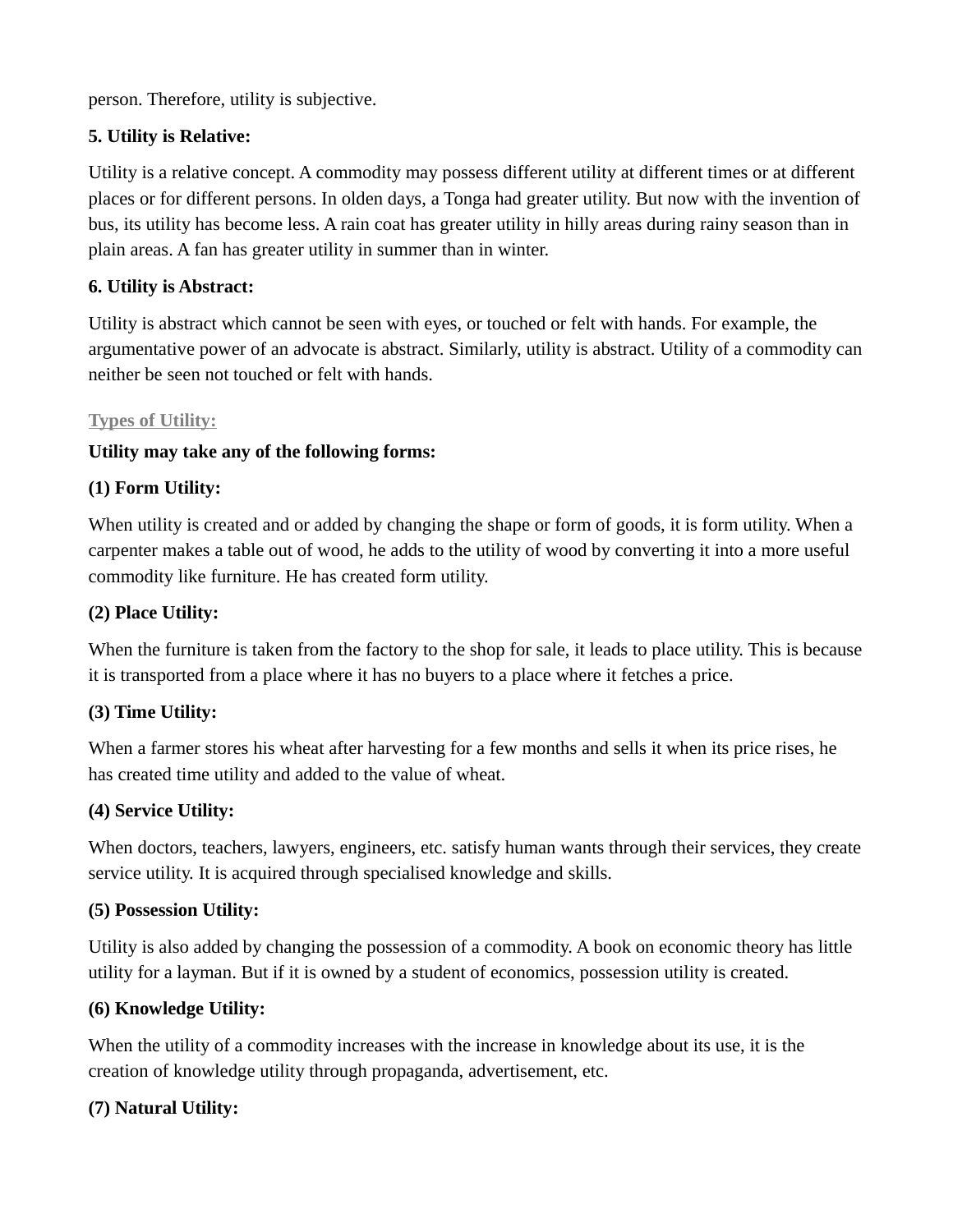person. Therefore, utility is subjective.

**5. Utility is Relative:**

Utility is a relative concept. A commodity may possess different utility at different times or at different places or for different persons. In olden days, a Tonga had greater utility. But now with the invention of bus, its utility has become less. A rain coat has greater utility in hilly areas during rainy season than in plain areas. A fan has greater utility in summer than in winter.

**6. Utility is Abstract:**

Utility is abstract which cannot be seen with eyes, or touched or felt with hands. For example, the argumentative power of an advocate is abstract. Similarly, utility is abstract. Utility of a commodity can neither be seen not touched or felt with hands.

## Types of Utility:

**Utility may take any of the following forms:**

**(1) Form Utility:**

When utility is created and or added by changing the shape or form of goods, it is form utility. When a carpenter makes a table out of wood, he adds to the utility of wood by converting it into a more useful commodity like furniture. He has created form utility.

**(2) Place Utility:**

When the furniture is taken from the factory to the shop for sale, it leads to place utility. This is because it is transported from a place where it has no buyers to a place where it fetches a price.

**(3) Time Utility:**

When a farmer stores his wheat after harvesting for a few months and sells it when its price rises, he has created time utility and added to the value of wheat.

**(4) Service Utility:**

When doctors, teachers, lawyers, engineers, etc. satisfy human wants through their services, they create service utility. It is acquired through specialised knowledge and skills.

**(5) Possession Utility:**

Utility is also added by changing the possession of a commodity. A book on economic theory has little utility for a layman. But if it is owned by a student of economics, possession utility is created.

**(6) Knowledge Utility:**

When the utility of a commodity increases with the increase in knowledge about its use, it is the creation of knowledge utility through propaganda, advertisement, etc.

**(7) Natural Utility:**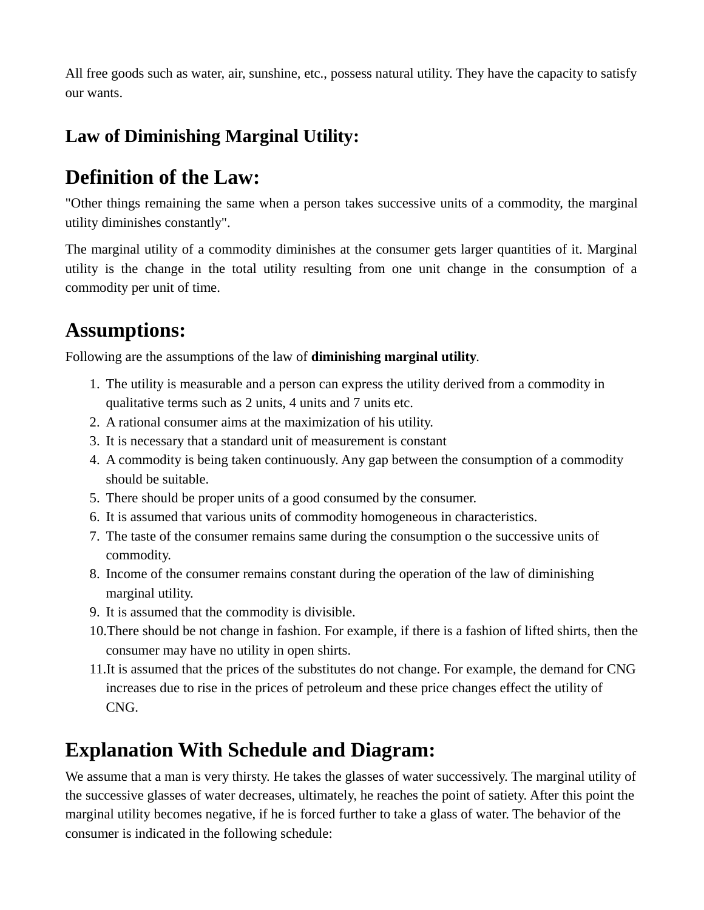All free goods such as water, air, sunshine, etc., possess natural utility. They have the capacity to satisfy our wants.

### Law of Diminishing Marginal Utility:

## Definition of the Law:

"Other things remaining the same when a person takes successive units of a commodity, the marginal utility diminishes constantly".

The marginal utility of a commodity diminishes at the consumer gets larger quantities of it. Marginal utility is the change in the total utility resulting from one unit change in the consumption of a commodity per unit of time.

## Assumptions:

Following are the assumptions of the law of **diminishing marginal utility**.

1. The utility is measurable and a person can express the utility derived from a commodity in qualitative terms such as 2 units, 4 units and 7 units etc.
2. A rational consumer aims at the maximization of his utility.
3. It is necessary that a standard unit of measurement is constant
4. A commodity is being taken continuously. Any gap between the consumption of a commodity should be suitable.
5. There should be proper units of a good consumed by the consumer.
6. It is assumed that various units of commodity homogeneous in characteristics.
7. The taste of the consumer remains same during the consumption o the successive units of commodity.
8. Income of the consumer remains constant during the operation of the law of diminishing marginal utility.
9. It is assumed that the commodity is divisible.
10. There should be not change in fashion. For example, if there is a fashion of lifted shirts, then the consumer may have no utility in open shirts.
11. It is assumed that the prices of the substitutes do not change. For example, the demand for CNG increases due to rise in the prices of petroleum and these price changes effect the utility of CNG.

## Explanation With Schedule and Diagram:

We assume that a man is very thirsty. He takes the glasses of water successively. The marginal utility of the successive glasses of water decreases, ultimately, he reaches the point of satiety. After this point the marginal utility becomes negative, if he is forced further to take a glass of water. The behavior of the consumer is indicated in the following schedule: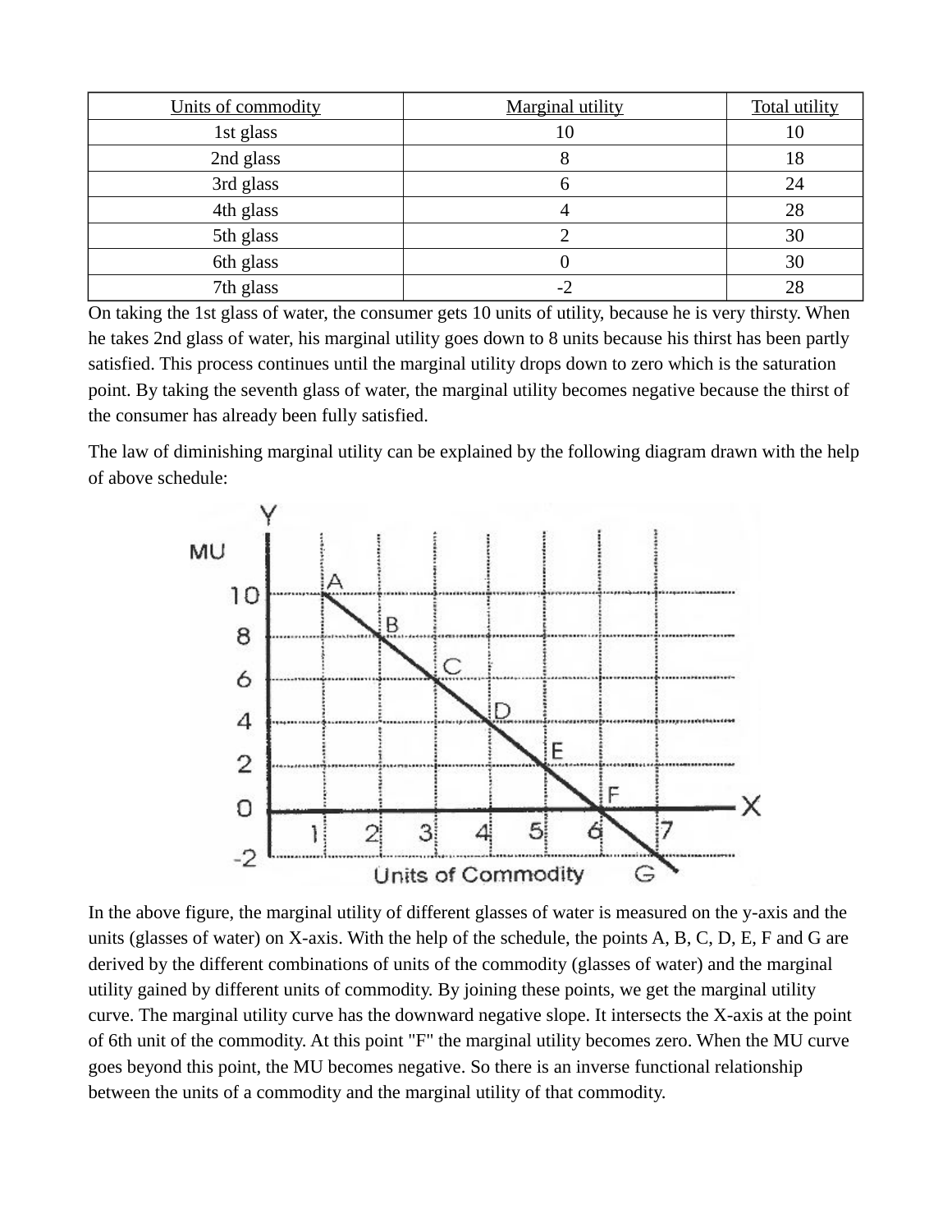| Units of commodity | Marginal utility | Total utility |
|---|---|---|
| 1st glass | 10 | 10 |
| 2nd glass | 8 | 18 |
| 3rd glass | 6 | 24 |
| 4th glass | 4 | 28 |
| 5th glass | 2 | 30 |
| 6th glass | 0 | 30 |
| 7th glass | -2 | 28 |

On taking the 1st glass of water, the consumer gets 10 units of utility, because he is very thirsty. When he takes 2nd glass of water, his marginal utility goes down to 8 units because his thirst has been partly satisfied. This process continues until the marginal utility drops down to zero which is the saturation point. By taking the seventh glass of water, the marginal utility becomes negative because the thirst of the consumer has already been fully satisfied.

The law of diminishing marginal utility can be explained by the following diagram drawn with the help of above schedule:

Y
MU
10
8
6
4
2
0
-2
A
B
C
D
E
F
G
X
1 2 3 4 5 6 7
Units of Commodity

In the above figure, the marginal utility of different glasses of water is measured on the y-axis and the units (glasses of water) on X-axis. With the help of the schedule, the points A, B, C, D, E, F and G are derived by the different combinations of units of the commodity (glasses of water) and the marginal utility gained by different units of commodity. By joining these points, we get the marginal utility curve. The marginal utility curve has the downward negative slope. It intersects the X-axis at the point of 6th unit of the commodity. At this point "F" the marginal utility becomes zero. When the MU curve goes beyond this point, the MU becomes negative. So there is an inverse functional relationship between the units of a commodity and the marginal utility of that commodity.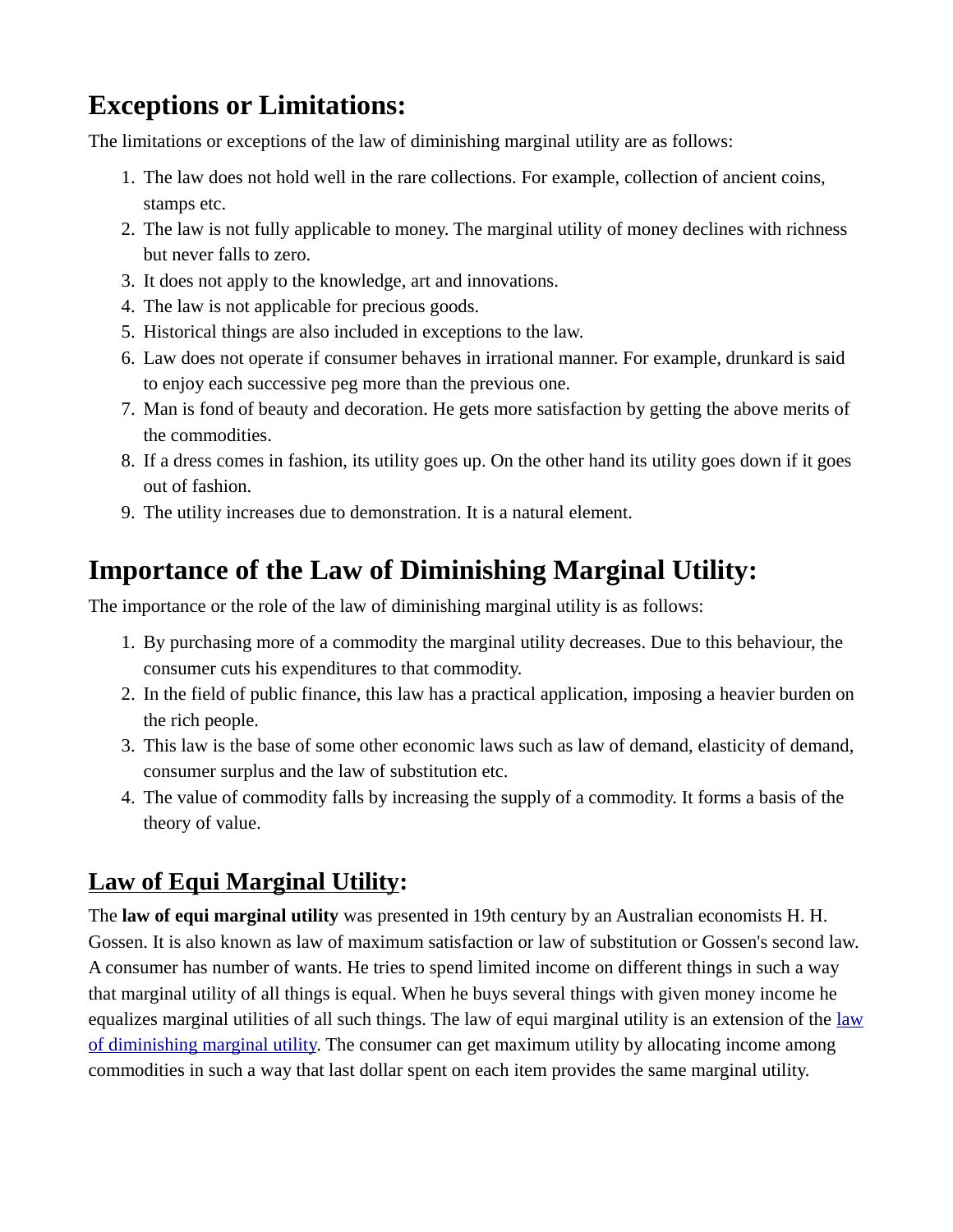## Exceptions or Limitations:

The limitations or exceptions of the law of diminishing marginal utility are as follows:

1. The law does not hold well in the rare collections. For example, collection of ancient coins, stamps etc.
2. The law is not fully applicable to money. The marginal utility of money declines with richness but never falls to zero.
3. It does not apply to the knowledge, art and innovations.
4. The law is not applicable for precious goods.
5. Historical things are also included in exceptions to the law.
6. Law does not operate if consumer behaves in irrational manner. For example, drunkard is said to enjoy each successive peg more than the previous one.
7. Man is fond of beauty and decoration. He gets more satisfaction by getting the above merits of the commodities.
8. If a dress comes in fashion, its utility goes up. On the other hand its utility goes down if it goes out of fashion.
9. The utility increases due to demonstration. It is a natural element.

## Importance of the Law of Diminishing Marginal Utility:

The importance or the role of the law of diminishing marginal utility is as follows:

1. By purchasing more of a commodity the marginal utility decreases. Due to this behaviour, the consumer cuts his expenditures to that commodity.
2. In the field of public finance, this law has a practical application, imposing a heavier burden on the rich people.
3. This law is the base of some other economic laws such as law of demand, elasticity of demand, consumer surplus and the law of substitution etc.
4. The value of commodity falls by increasing the supply of a commodity. It forms a basis of the theory of value.

### Law of Equi Marginal Utility:

The **law of equi marginal utility** was presented in 19th century by an Australian economists H. H. Gossen. It is also known as law of maximum satisfaction or law of substitution or Gossen's second law. A consumer has number of wants. He tries to spend limited income on different things in such a way that marginal utility of all things is equal. When he buys several things with given money income he equalizes marginal utilities of all such things. The law of equi marginal utility is an extension of the law of diminishing marginal utility. The consumer can get maximum utility by allocating income among commodities in such a way that last dollar spent on each item provides the same marginal utility.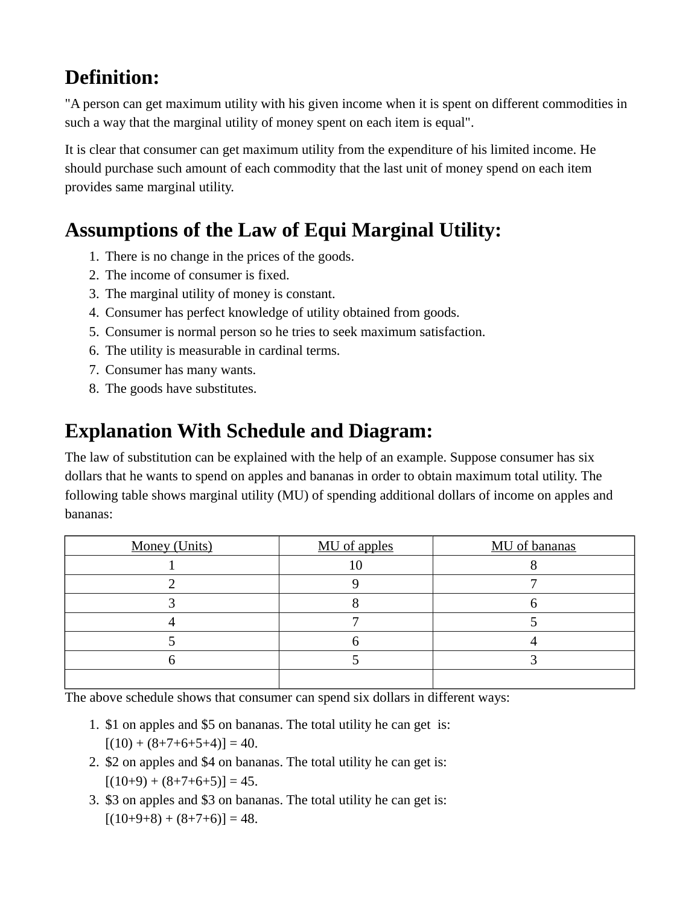## Definition:

"A person can get maximum utility with his given income when it is spent on different commodities in such a way that the marginal utility of money spent on each item is equal".

It is clear that consumer can get maximum utility from the expenditure of his limited income. He should purchase such amount of each commodity that the last unit of money spend on each item provides same marginal utility.

## Assumptions of the Law of Equi Marginal Utility:

1. There is no change in the prices of the goods.
2. The income of consumer is fixed.
3. The marginal utility of money is constant.
4. Consumer has perfect knowledge of utility obtained from goods.
5. Consumer is normal person so he tries to seek maximum satisfaction.
6. The utility is measurable in cardinal terms.
7. Consumer has many wants.
8. The goods have substitutes.

## Explanation With Schedule and Diagram:

The law of substitution can be explained with the help of an example. Suppose consumer has six dollars that he wants to spend on apples and bananas in order to obtain maximum total utility. The following table shows marginal utility (MU) of spending additional dollars of income on apples and bananas:

| Money (Units) | MU of apples | MU of bananas |
|---|---|---|
| 1 | 10 | 8 |
| 2 | 9 | 7 |
| 3 | 8 | 6 |
| 4 | 7 | 5 |
| 5 | 6 | 4 |
| 6 | 5 | 3 |
| | | |

The above schedule shows that consumer can spend six dollars in different ways:

1. $1 on apples and $5 on bananas. The total utility he can get is:
   [(10) + (8+7+6+5+4)] = 40.
2. $2 on apples and $4 on bananas. The total utility he can get is:
   [(10+9) + (8+7+6+5)] = 45.
3. $3 on apples and $3 on bananas. The total utility he can get is:
   [(10+9+8) + (8+7+6)] = 48.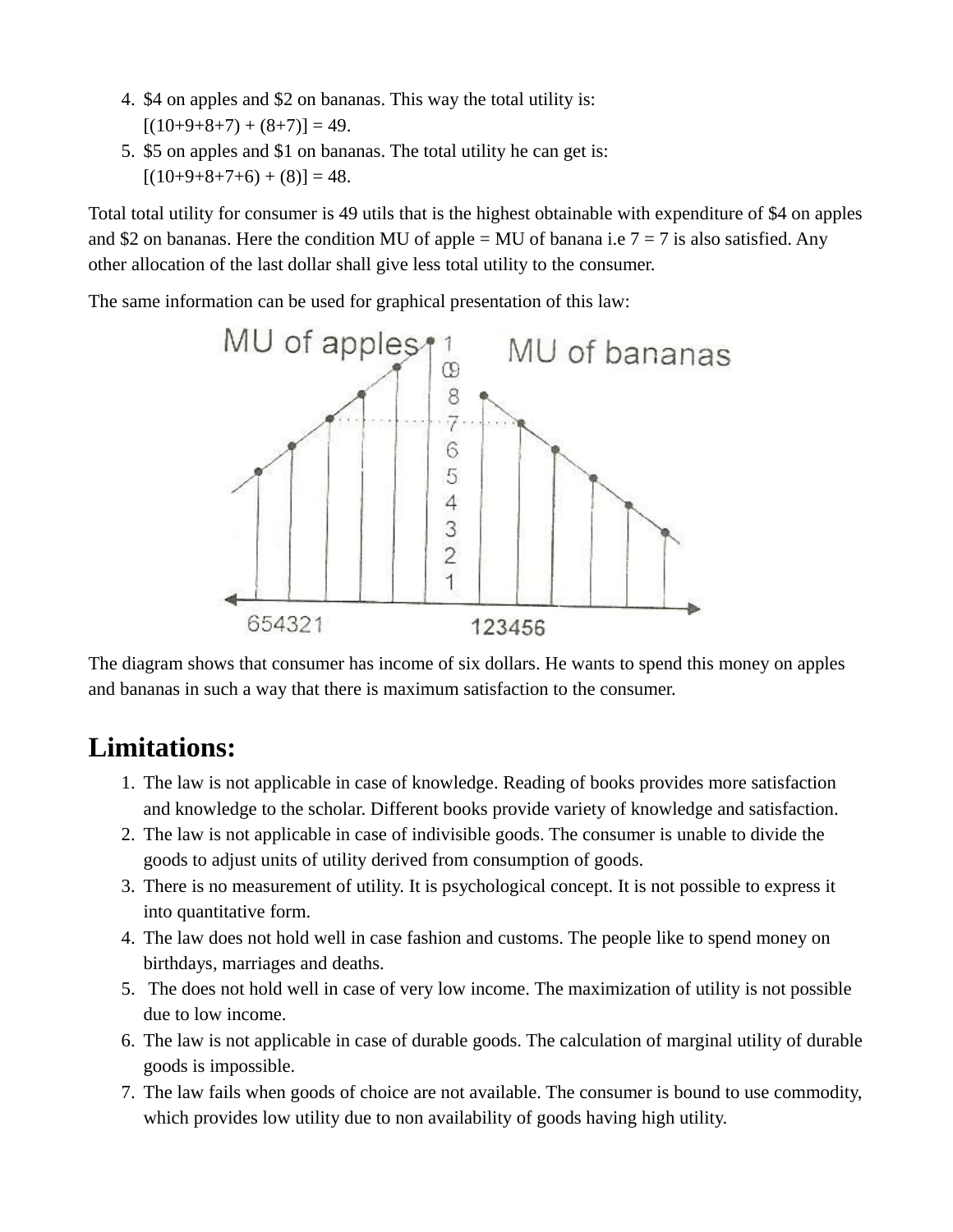4. $4 on apples and $2 on bananas. This way the total utility is:
   [(10+9+8+7) + (8+7)] = 49.
5. $5 on apples and $1 on bananas. The total utility he can get is:
   [(10+9+8+7+6) + (8)] = 48.

Total total utility for consumer is 49 utils that is the highest obtainable with expenditure of $4 on apples and $2 on bananas. Here the condition MU of apple = MU of banana i.e 7 = 7 is also satisfied. Any other allocation of the last dollar shall give less total utility to the consumer.

The same information can be used for graphical presentation of this law:

MU of apples

MU of bananas

1
09
8
7
6
5
4
3
2
1

654321

123456

The diagram shows that consumer has income of six dollars. He wants to spend this money on apples and bananas in such a way that there is maximum satisfaction to the consumer.

## Limitations:

1. The law is not applicable in case of knowledge. Reading of books provides more satisfaction and knowledge to the scholar. Different books provide variety of knowledge and satisfaction.
2. The law is not applicable in case of indivisible goods. The consumer is unable to divide the goods to adjust units of utility derived from consumption of goods.
3. There is no measurement of utility. It is psychological concept. It is not possible to express it into quantitative form.
4. The law does not hold well in case fashion and customs. The people like to spend money on birthdays, marriages and deaths.
5. The does not hold well in case of very low income. The maximization of utility is not possible due to low income.
6. The law is not applicable in case of durable goods. The calculation of marginal utility of durable goods is impossible.
7. The law fails when goods of choice are not available. The consumer is bound to use commodity, which provides low utility due to non availability of goods having high utility.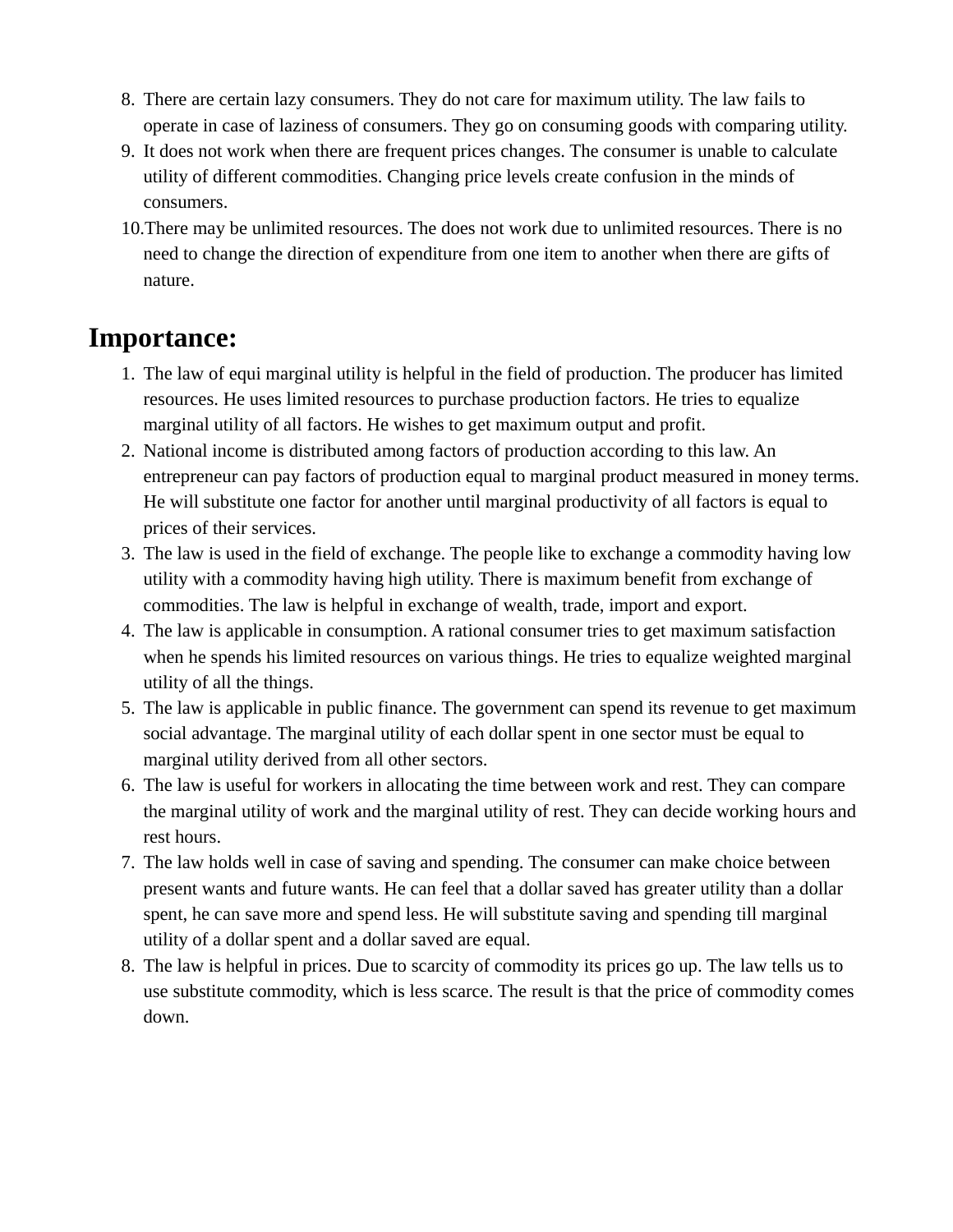8. There are certain lazy consumers. They do not care for maximum utility. The law fails to operate in case of laziness of consumers. They go on consuming goods with comparing utility.
9. It does not work when there are frequent prices changes. The consumer is unable to calculate utility of different commodities. Changing price levels create confusion in the minds of consumers.
10. There may be unlimited resources. The does not work due to unlimited resources. There is no need to change the direction of expenditure from one item to another when there are gifts of nature.

## Importance:

1. The law of equi marginal utility is helpful in the field of production. The producer has limited resources. He uses limited resources to purchase production factors. He tries to equalize marginal utility of all factors. He wishes to get maximum output and profit.
2. National income is distributed among factors of production according to this law. An entrepreneur can pay factors of production equal to marginal product measured in money terms. He will substitute one factor for another until marginal productivity of all factors is equal to prices of their services.
3. The law is used in the field of exchange. The people like to exchange a commodity having low utility with a commodity having high utility. There is maximum benefit from exchange of commodities. The law is helpful in exchange of wealth, trade, import and export.
4. The law is applicable in consumption. A rational consumer tries to get maximum satisfaction when he spends his limited resources on various things. He tries to equalize weighted marginal utility of all the things.
5. The law is applicable in public finance. The government can spend its revenue to get maximum social advantage. The marginal utility of each dollar spent in one sector must be equal to marginal utility derived from all other sectors.
6. The law is useful for workers in allocating the time between work and rest. They can compare the marginal utility of work and the marginal utility of rest. They can decide working hours and rest hours.
7. The law holds well in case of saving and spending. The consumer can make choice between present wants and future wants. He can feel that a dollar saved has greater utility than a dollar spent, he can save more and spend less. He will substitute saving and spending till marginal utility of a dollar spent and a dollar saved are equal.
8. The law is helpful in prices. Due to scarcity of commodity its prices go up. The law tells us to use substitute commodity, which is less scarce. The result is that the price of commodity comes down.